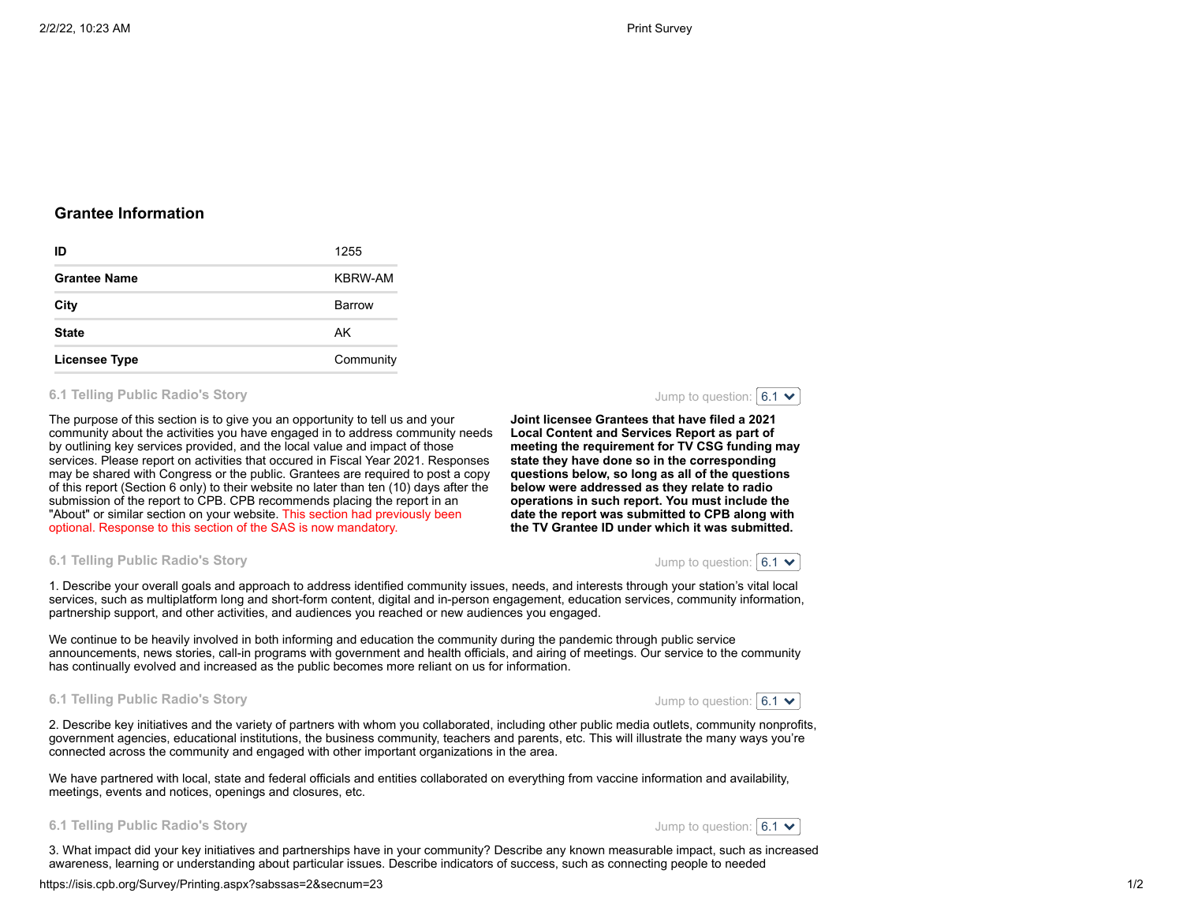## Grantee Information

| | |
|---|---|
| **ID** | 1255 |
| **Grantee Name** | KBRW-AM |
| **City** | Barrow |
| **State** | AK |
| **Licensee Type** | Community |

### 6.1 Telling Public Radio's Story

Jump to question: 6.1

The purpose of this section is to give you an opportunity to tell us and your community about the activities you have engaged in to address community needs by outlining key services provided, and the local value and impact of those services. Please report on activities that occured in Fiscal Year 2021. Responses may be shared with Congress or the public. Grantees are required to post a copy of this report (Section 6 only) to their website no later than ten (10) days after the submission of the report to CPB. CPB recommends placing the report in an "About" or similar section on your website. This section had previously been optional. Response to this section of the SAS is now mandatory.

**Joint licensee Grantees that have filed a 2021 Local Content and Services Report as part of meeting the requirement for TV CSG funding may state they have done so in the corresponding questions below, so long as all of the questions below were addressed as they relate to radio operations in such report. You must include the date the report was submitted to CPB along with the TV Grantee ID under which it was submitted.**

### 6.1 Telling Public Radio's Story

Jump to question: 6.1

1. Describe your overall goals and approach to address identified community issues, needs, and interests through your station's vital local services, such as multiplatform long and short-form content, digital and in-person engagement, education services, community information, partnership support, and other activities, and audiences you reached or new audiences you engaged.

We continue to be heavily involved in both informing and education the community during the pandemic through public service announcements, news stories, call-in programs with government and health officials, and airing of meetings. Our service to the community has continually evolved and increased as the public becomes more reliant on us for information.

### 6.1 Telling Public Radio's Story

Jump to question: 6.1

2. Describe key initiatives and the variety of partners with whom you collaborated, including other public media outlets, community nonprofits, government agencies, educational institutions, the business community, teachers and parents, etc. This will illustrate the many ways you're connected across the community and engaged with other important organizations in the area.

We have partnered with local, state and federal officials and entities collaborated on everything from vaccine information and availability, meetings, events and notices, openings and closures, etc.

### 6.1 Telling Public Radio's Story

Jump to question: 6.1

3. What impact did your key initiatives and partnerships have in your community? Describe any known measurable impact, such as increased awareness, learning or understanding about particular issues. Describe indicators of success, such as connecting people to needed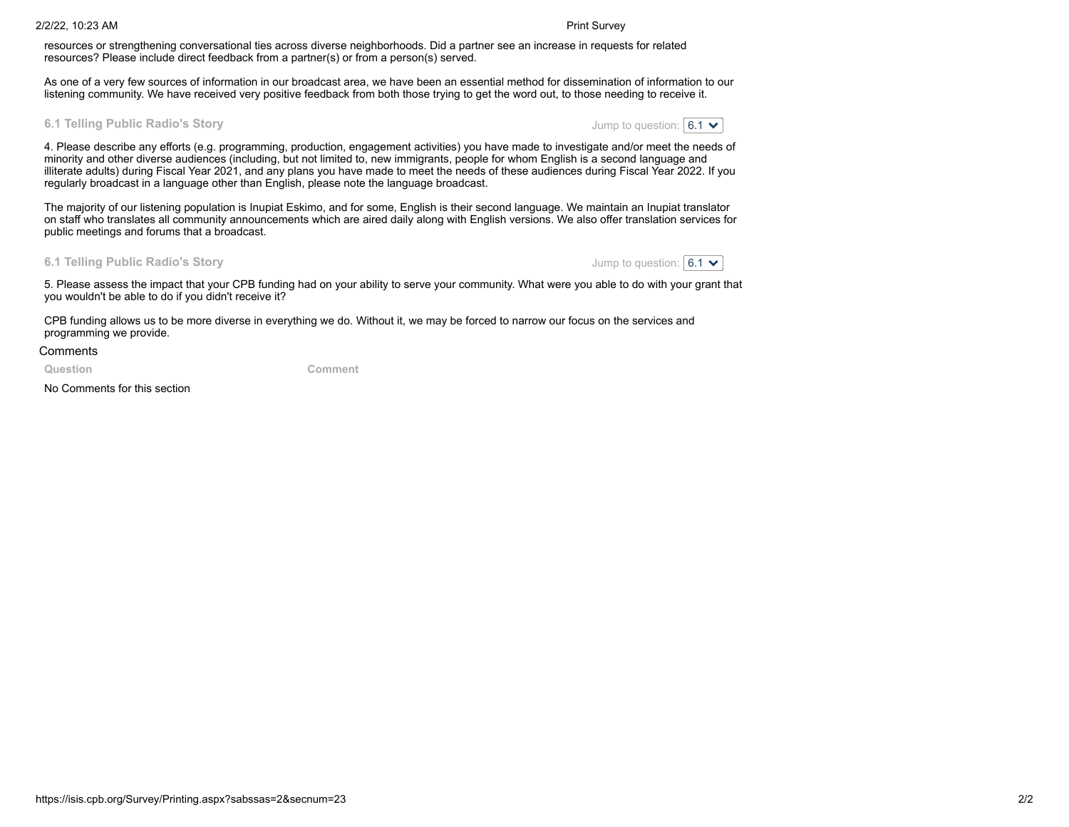resources or strengthening conversational ties across diverse neighborhoods. Did a partner see an increase in requests for related resources? Please include direct feedback from a partner(s) or from a person(s) served.

As one of a very few sources of information in our broadcast area, we have been an essential method for dissemination of information to our listening community. We have received very positive feedback from both those trying to get the word out, to those needing to receive it.

### 6.1 Telling Public Radio's Story

Jump to question: 6.1

4. Please describe any efforts (e.g. programming, production, engagement activities) you have made to investigate and/or meet the needs of minority and other diverse audiences (including, but not limited to, new immigrants, people for whom English is a second language and illiterate adults) during Fiscal Year 2021, and any plans you have made to meet the needs of these audiences during Fiscal Year 2022. If you regularly broadcast in a language other than English, please note the language broadcast.

The majority of our listening population is Inupiat Eskimo, and for some, English is their second language. We maintain an Inupiat translator on staff who translates all community announcements which are aired daily along with English versions. We also offer translation services for public meetings and forums that a broadcast.

### 6.1 Telling Public Radio's Story

Jump to question: 6.1

5. Please assess the impact that your CPB funding had on your ability to serve your community. What were you able to do with your grant that you wouldn't be able to do if you didn't receive it?

CPB funding allows us to be more diverse in everything we do. Without it, we may be forced to narrow our focus on the services and programming we provide.

## Comments

| Question | Comment |
|---|---|
| No Comments for this section | |